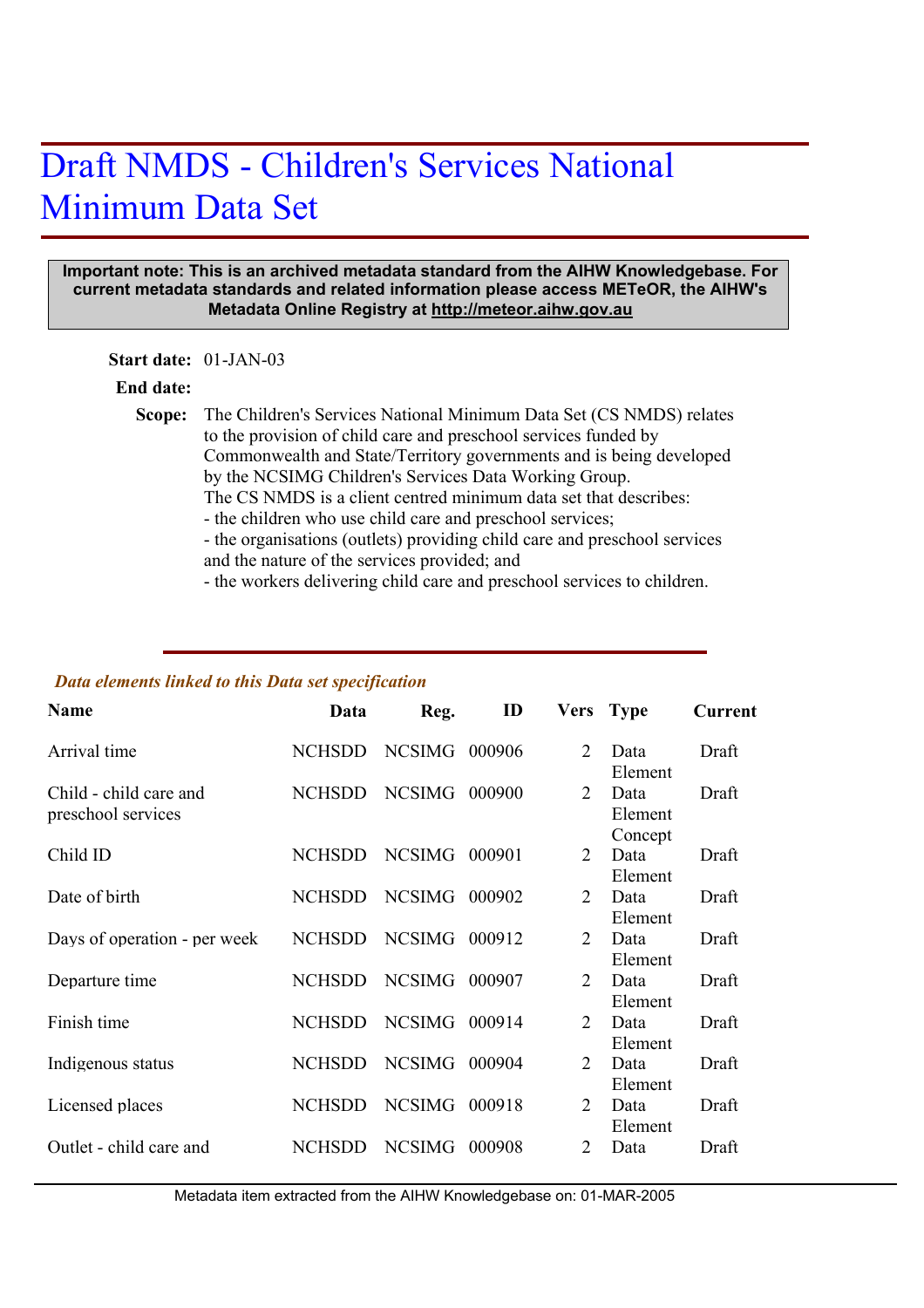# Draft NMDS - Children's Services National Minimum Data Set

**Important note: This is an archived metadata standard from the AIHW Knowledgebase. For current metadata standards and related information please access METeOR, the AIHW's Metadata Online Registry at http://meteor.aihw.gov.au**

**Start date:** 01-JAN-03

**End date:**

**Scope:** The Children's Services National Minimum Data Set (CS NMDS) relates to the provision of child care and preschool services funded by Commonwealth and State/Territory governments and is being developed by the NCSIMG Children's Services Data Working Group.
The CS NMDS is a client centred minimum data set that describes:
- the children who use child care and preschool services;
- the organisations (outlets) providing child care and preschool services and the nature of the services provided; and
- the workers delivering child care and preschool services to children.

***Data elements linked to this Data set specification***

| Name | Data | Reg. | ID | Vers | Type | Current |
|---|---|---|---|---|---|---|
| Arrival time | NCHSDD | NCSIMG | 000906 | 2 | Data Element | Draft |
| Child - child care and preschool services | NCHSDD | NCSIMG | 000900 | 2 | Data Element Concept | Draft |
| Child ID | NCHSDD | NCSIMG | 000901 | 2 | Data Element | Draft |
| Date of birth | NCHSDD | NCSIMG | 000902 | 2 | Data Element | Draft |
| Days of operation - per week | NCHSDD | NCSIMG | 000912 | 2 | Data Element | Draft |
| Departure time | NCHSDD | NCSIMG | 000907 | 2 | Data Element | Draft |
| Finish time | NCHSDD | NCSIMG | 000914 | 2 | Data Element | Draft |
| Indigenous status | NCHSDD | NCSIMG | 000904 | 2 | Data Element | Draft |
| Licensed places | NCHSDD | NCSIMG | 000918 | 2 | Data Element | Draft |
| Outlet - child care and | NCHSDD | NCSIMG | 000908 | 2 | Data | Draft |

Metadata item extracted from the AIHW Knowledgebase on: 01-MAR-2005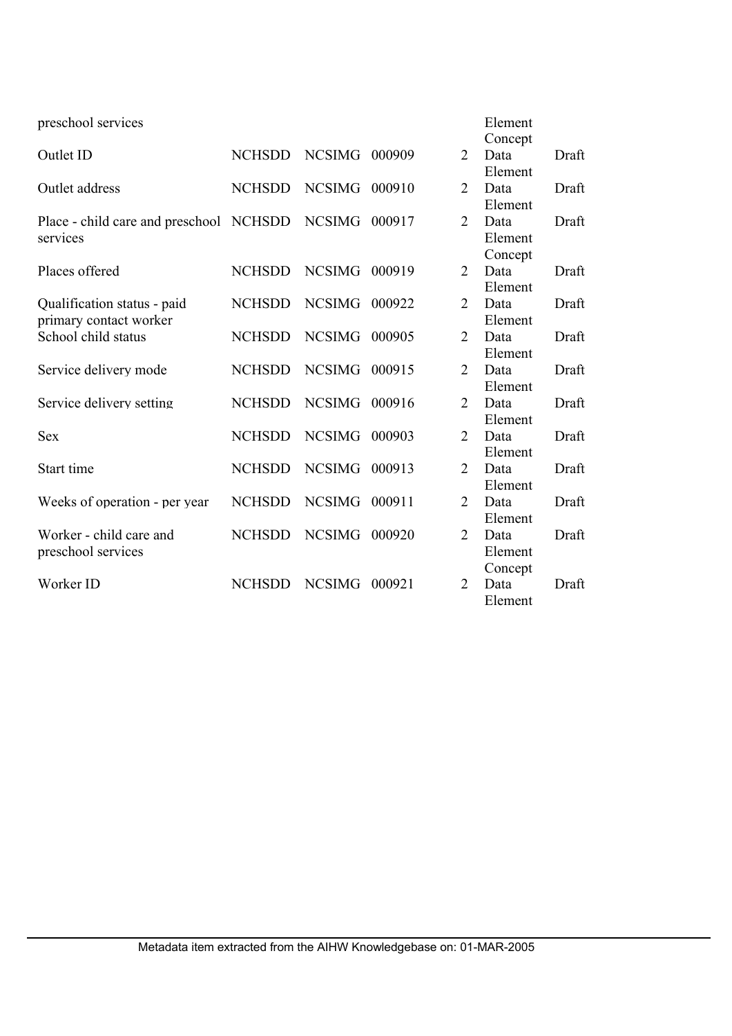| | | | | | | |
|---|---|---|---|---|---|---|
| preschool services | | | | | Element Concept | |
| Outlet ID | NCHSDD | NCSIMG | 000909 | 2 | Data Element | Draft |
| Outlet address | NCHSDD | NCSIMG | 000910 | 2 | Data Element | Draft |
| Place - child care and preschool services | NCHSDD | NCSIMG | 000917 | 2 | Data Element Concept | Draft |
| Places offered | NCHSDD | NCSIMG | 000919 | 2 | Data Element | Draft |
| Qualification status - paid primary contact worker | NCHSDD | NCSIMG | 000922 | 2 | Data Element | Draft |
| School child status | NCHSDD | NCSIMG | 000905 | 2 | Data Element | Draft |
| Service delivery mode | NCHSDD | NCSIMG | 000915 | 2 | Data Element | Draft |
| Service delivery setting | NCHSDD | NCSIMG | 000916 | 2 | Data Element | Draft |
| Sex | NCHSDD | NCSIMG | 000903 | 2 | Data Element | Draft |
| Start time | NCHSDD | NCSIMG | 000913 | 2 | Data Element | Draft |
| Weeks of operation - per year | NCHSDD | NCSIMG | 000911 | 2 | Data Element | Draft |
| Worker - child care and preschool services | NCHSDD | NCSIMG | 000920 | 2 | Data Element Concept | Draft |
| Worker ID | NCHSDD | NCSIMG | 000921 | 2 | Data Element | Draft |

Metadata item extracted from the AIHW Knowledgebase on: 01-MAR-2005